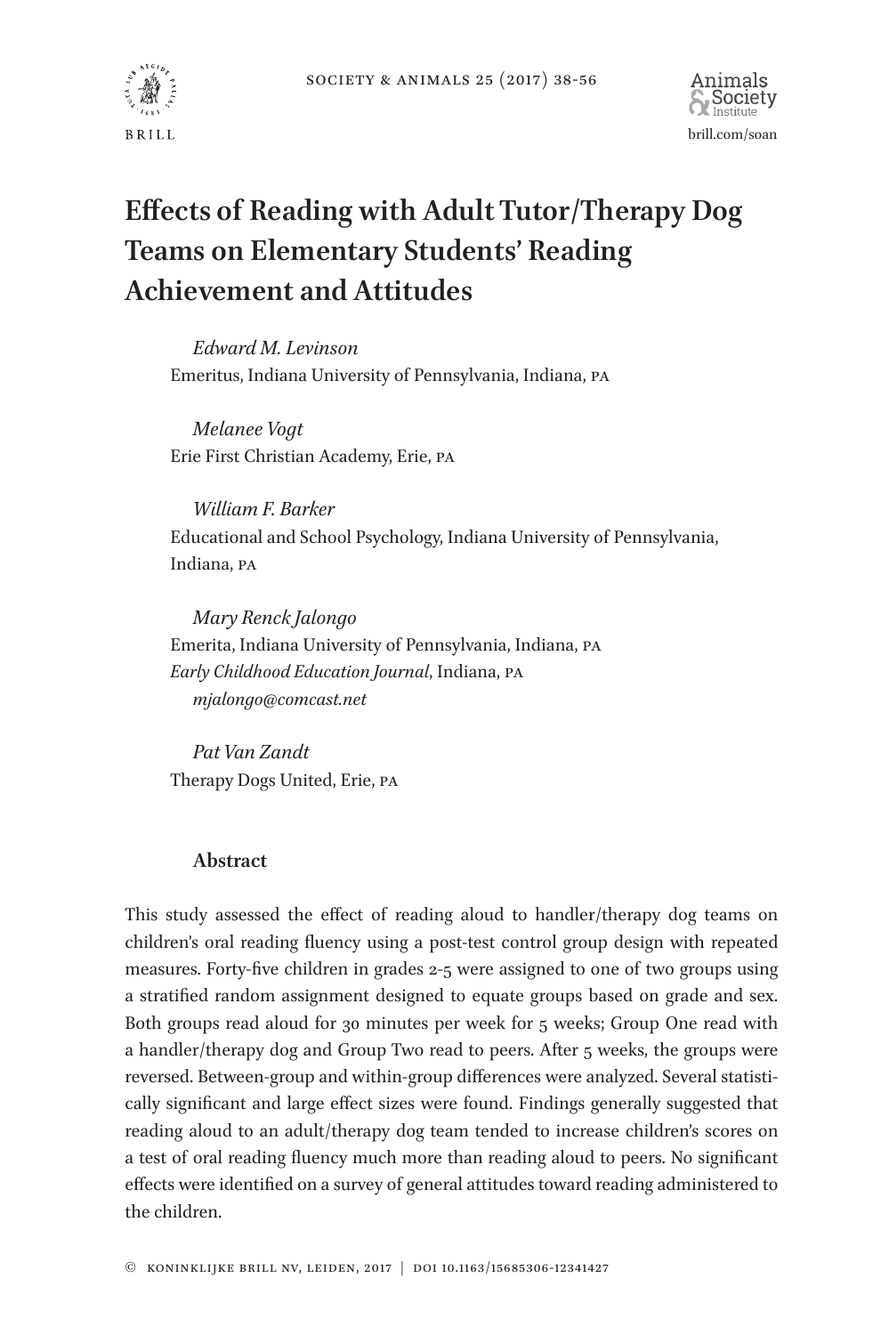# Effects of Reading with Adult Tutor/Therapy Dog Teams on Elementary Students' Reading Achievement and Attitudes

*Edward M. Levinson*
Emeritus, Indiana University of Pennsylvania, Indiana, PA

*Melanee Vogt*
Erie First Christian Academy, Erie, PA

*William F. Barker*
Educational and School Psychology, Indiana University of Pennsylvania, Indiana, PA

*Mary Renck Jalongo*
Emerita, Indiana University of Pennsylvania, Indiana, PA
*Early Childhood Education Journal*, Indiana, PA
*mjalongo@comcast.net*

*Pat Van Zandt*
Therapy Dogs United, Erie, PA

## Abstract

This study assessed the effect of reading aloud to handler/therapy dog teams on children's oral reading fluency using a post-test control group design with repeated measures. Forty-five children in grades 2-5 were assigned to one of two groups using a stratified random assignment designed to equate groups based on grade and sex. Both groups read aloud for 30 minutes per week for 5 weeks; Group One read with a handler/therapy dog and Group Two read to peers. After 5 weeks, the groups were reversed. Between-group and within-group differences were analyzed. Several statistically significant and large effect sizes were found. Findings generally suggested that reading aloud to an adult/therapy dog team tended to increase children's scores on a test of oral reading fluency much more than reading aloud to peers. No significant effects were identified on a survey of general attitudes toward reading administered to the children.

© Koninklijke Brill NV, Leiden, 2017 | DOI 10.1163/15685306-12341427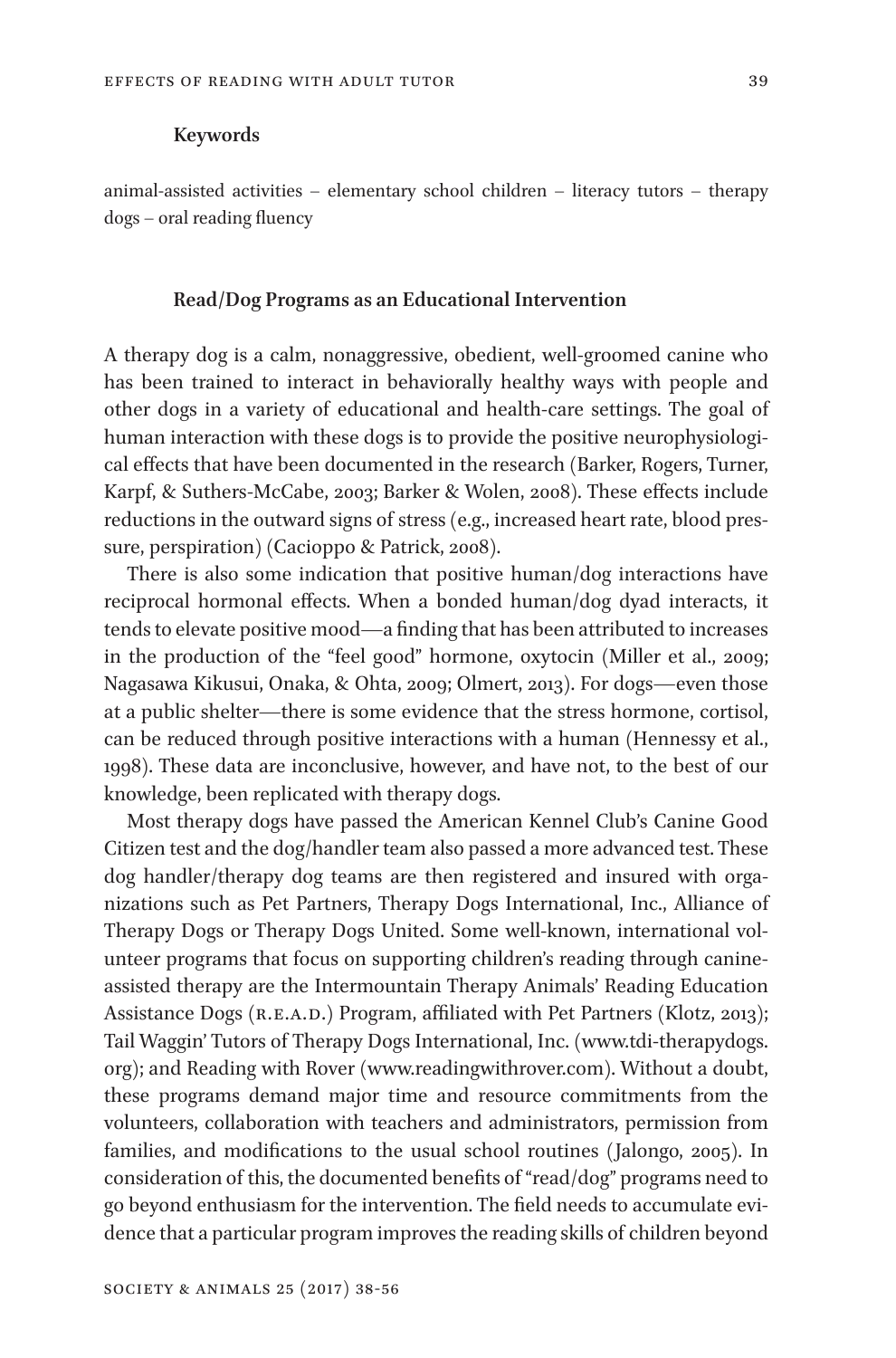**Keywords**

animal-assisted activities – elementary school children – literacy tutors – therapy dogs – oral reading fluency

## Read/Dog Programs as an Educational Intervention

A therapy dog is a calm, nonaggressive, obedient, well-groomed canine who has been trained to interact in behaviorally healthy ways with people and other dogs in a variety of educational and health-care settings. The goal of human interaction with these dogs is to provide the positive neurophysiological effects that have been documented in the research (Barker, Rogers, Turner, Karpf, & Suthers-McCabe, 2003; Barker & Wolen, 2008). These effects include reductions in the outward signs of stress (e.g., increased heart rate, blood pressure, perspiration) (Cacioppo & Patrick, 2008).

There is also some indication that positive human/dog interactions have reciprocal hormonal effects. When a bonded human/dog dyad interacts, it tends to elevate positive mood—a finding that has been attributed to increases in the production of the "feel good" hormone, oxytocin (Miller et al., 2009; Nagasawa Kikusui, Onaka, & Ohta, 2009; Olmert, 2013). For dogs—even those at a public shelter—there is some evidence that the stress hormone, cortisol, can be reduced through positive interactions with a human (Hennessy et al., 1998). These data are inconclusive, however, and have not, to the best of our knowledge, been replicated with therapy dogs.

Most therapy dogs have passed the American Kennel Club's Canine Good Citizen test and the dog/handler team also passed a more advanced test. These dog handler/therapy dog teams are then registered and insured with organizations such as Pet Partners, Therapy Dogs International, Inc., Alliance of Therapy Dogs or Therapy Dogs United. Some well-known, international volunteer programs that focus on supporting children's reading through canine-assisted therapy are the Intermountain Therapy Animals' Reading Education Assistance Dogs (R.E.A.D.) Program, affiliated with Pet Partners (Klotz, 2013); Tail Waggin' Tutors of Therapy Dogs International, Inc. (www.tdi-therapydogs.org); and Reading with Rover (www.readingwithrover.com). Without a doubt, these programs demand major time and resource commitments from the volunteers, collaboration with teachers and administrators, permission from families, and modifications to the usual school routines (Jalongo, 2005). In consideration of this, the documented benefits of "read/dog" programs need to go beyond enthusiasm for the intervention. The field needs to accumulate evidence that a particular program improves the reading skills of children beyond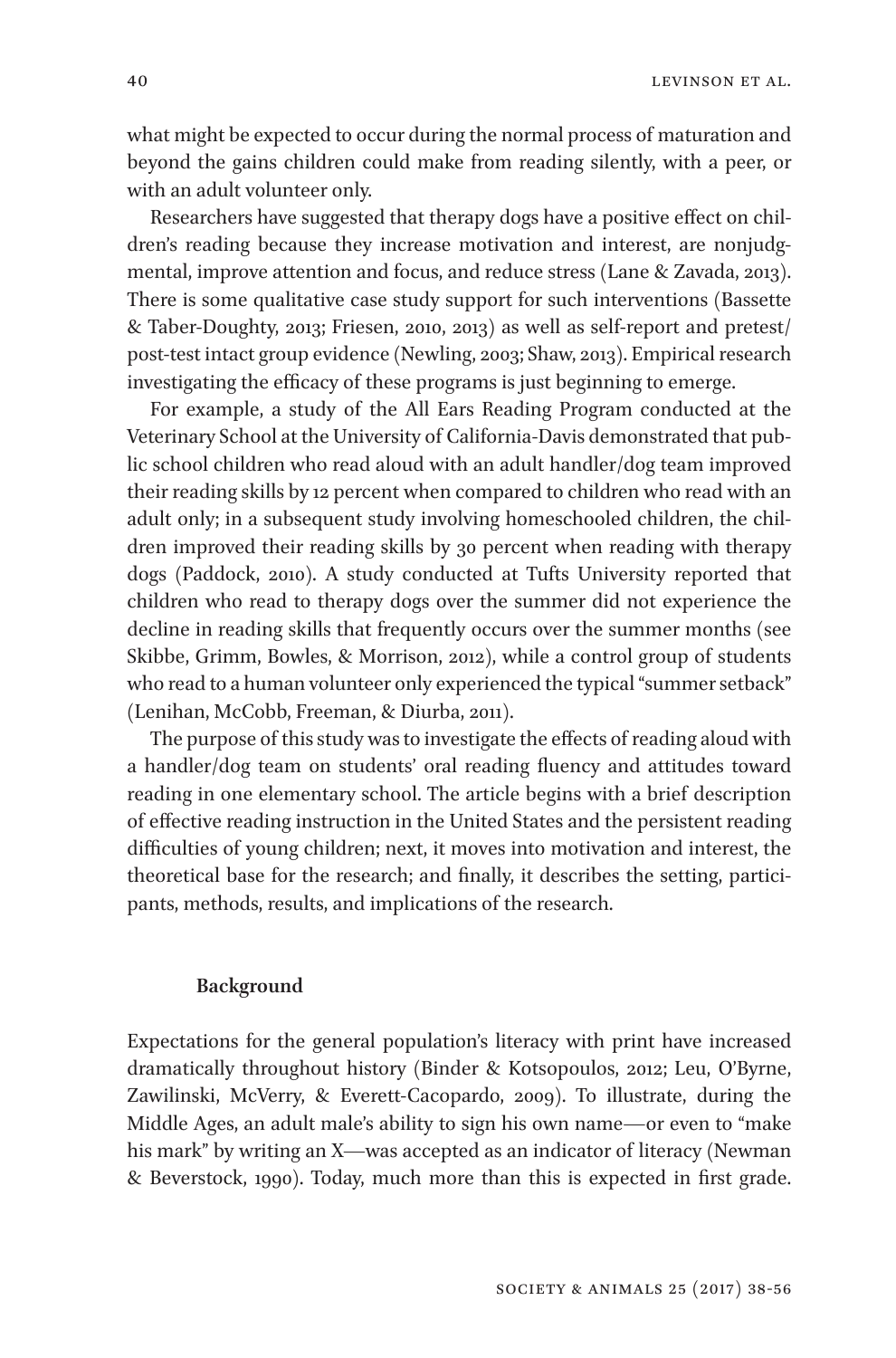what might be expected to occur during the normal process of maturation and beyond the gains children could make from reading silently, with a peer, or with an adult volunteer only.

Researchers have suggested that therapy dogs have a positive effect on children's reading because they increase motivation and interest, are nonjudgmental, improve attention and focus, and reduce stress (Lane & Zavada, 2013). There is some qualitative case study support for such interventions (Bassette & Taber-Doughty, 2013; Friesen, 2010, 2013) as well as self-report and pretest/post-test intact group evidence (Newling, 2003; Shaw, 2013). Empirical research investigating the efficacy of these programs is just beginning to emerge.

For example, a study of the All Ears Reading Program conducted at the Veterinary School at the University of California-Davis demonstrated that public school children who read aloud with an adult handler/dog team improved their reading skills by 12 percent when compared to children who read with an adult only; in a subsequent study involving homeschooled children, the children improved their reading skills by 30 percent when reading with therapy dogs (Paddock, 2010). A study conducted at Tufts University reported that children who read to therapy dogs over the summer did not experience the decline in reading skills that frequently occurs over the summer months (see Skibbe, Grimm, Bowles, & Morrison, 2012), while a control group of students who read to a human volunteer only experienced the typical "summer setback" (Lenihan, McCobb, Freeman, & Diurba, 2011).

The purpose of this study was to investigate the effects of reading aloud with a handler/dog team on students' oral reading fluency and attitudes toward reading in one elementary school. The article begins with a brief description of effective reading instruction in the United States and the persistent reading difficulties of young children; next, it moves into motivation and interest, the theoretical base for the research; and finally, it describes the setting, participants, methods, results, and implications of the research.

## Background

Expectations for the general population's literacy with print have increased dramatically throughout history (Binder & Kotsopoulos, 2012; Leu, O'Byrne, Zawilinski, McVerry, & Everett-Cacopardo, 2009). To illustrate, during the Middle Ages, an adult male's ability to sign his own name—or even to "make his mark" by writing an X—was accepted as an indicator of literacy (Newman & Beverstock, 1990). Today, much more than this is expected in first grade.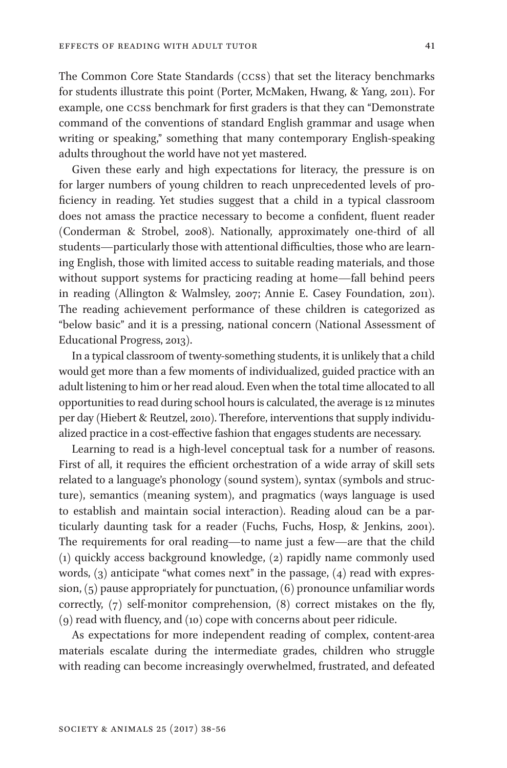The Common Core State Standards (CCSS) that set the literacy benchmarks for students illustrate this point (Porter, McMaken, Hwang, & Yang, 2011). For example, one CCSS benchmark for first graders is that they can "Demonstrate command of the conventions of standard English grammar and usage when writing or speaking," something that many contemporary English-speaking adults throughout the world have not yet mastered.

Given these early and high expectations for literacy, the pressure is on for larger numbers of young children to reach unprecedented levels of proficiency in reading. Yet studies suggest that a child in a typical classroom does not amass the practice necessary to become a confident, fluent reader (Conderman & Strobel, 2008). Nationally, approximately one-third of all students—particularly those with attentional difficulties, those who are learning English, those with limited access to suitable reading materials, and those without support systems for practicing reading at home—fall behind peers in reading (Allington & Walmsley, 2007; Annie E. Casey Foundation, 2011). The reading achievement performance of these children is categorized as "below basic" and it is a pressing, national concern (National Assessment of Educational Progress, 2013).

In a typical classroom of twenty-something students, it is unlikely that a child would get more than a few moments of individualized, guided practice with an adult listening to him or her read aloud. Even when the total time allocated to all opportunities to read during school hours is calculated, the average is 12 minutes per day (Hiebert & Reutzel, 2010). Therefore, interventions that supply individualized practice in a cost-effective fashion that engages students are necessary.

Learning to read is a high-level conceptual task for a number of reasons. First of all, it requires the efficient orchestration of a wide array of skill sets related to a language's phonology (sound system), syntax (symbols and structure), semantics (meaning system), and pragmatics (ways language is used to establish and maintain social interaction). Reading aloud can be a particularly daunting task for a reader (Fuchs, Fuchs, Hosp, & Jenkins, 2001). The requirements for oral reading—to name just a few—are that the child (1) quickly access background knowledge, (2) rapidly name commonly used words, (3) anticipate "what comes next" in the passage, (4) read with expression, (5) pause appropriately for punctuation, (6) pronounce unfamiliar words correctly, (7) self-monitor comprehension, (8) correct mistakes on the fly, (9) read with fluency, and (10) cope with concerns about peer ridicule.

As expectations for more independent reading of complex, content-area materials escalate during the intermediate grades, children who struggle with reading can become increasingly overwhelmed, frustrated, and defeated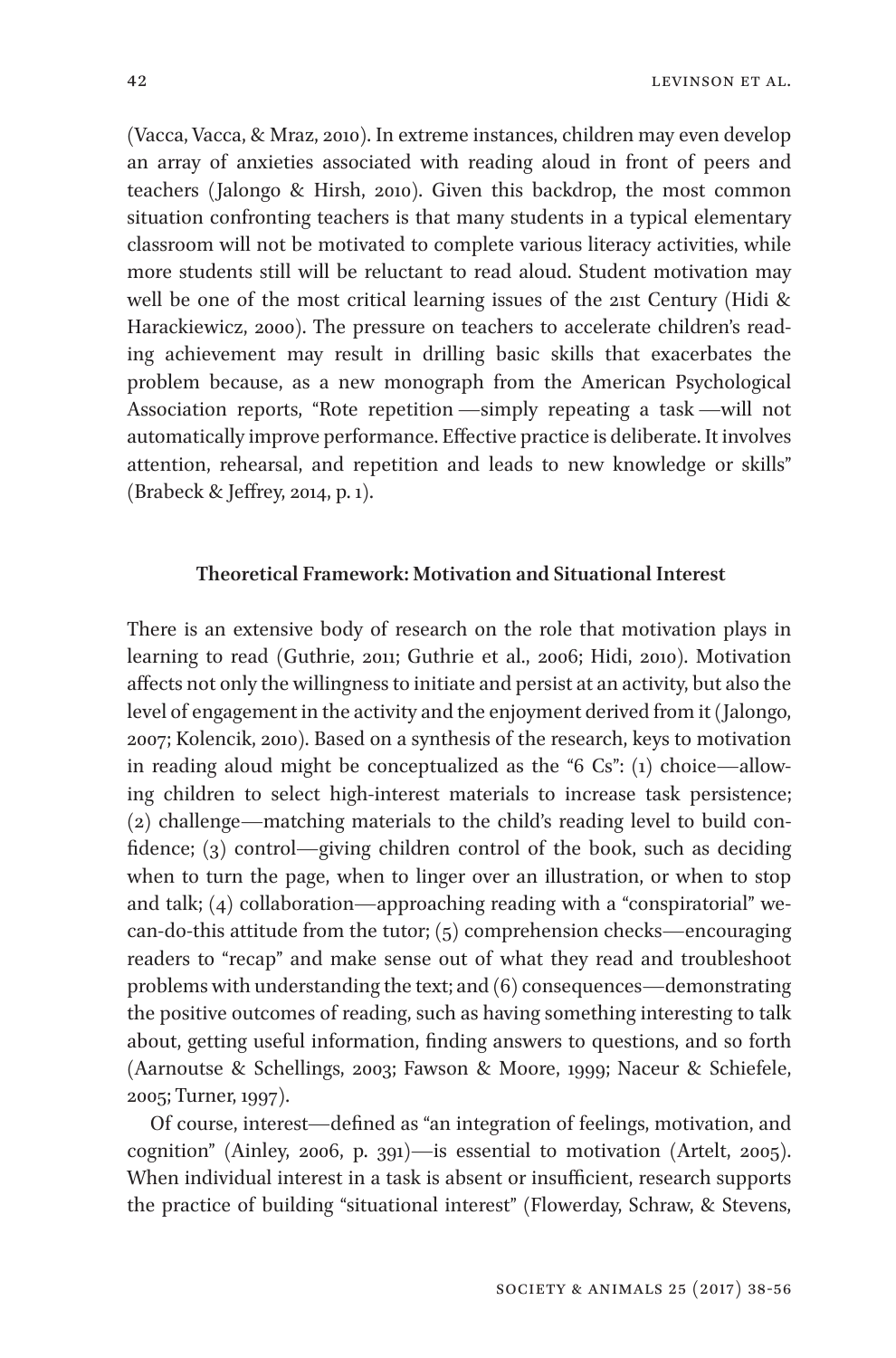(Vacca, Vacca, & Mraz, 2010). In extreme instances, children may even develop an array of anxieties associated with reading aloud in front of peers and teachers (Jalongo & Hirsh, 2010). Given this backdrop, the most common situation confronting teachers is that many students in a typical elementary classroom will not be motivated to complete various literacy activities, while more students still will be reluctant to read aloud. Student motivation may well be one of the most critical learning issues of the 21st Century (Hidi & Harackiewicz, 2000). The pressure on teachers to accelerate children's reading achievement may result in drilling basic skills that exacerbates the problem because, as a new monograph from the American Psychological Association reports, "Rote repetition —simply repeating a task —will not automatically improve performance. Effective practice is deliberate. It involves attention, rehearsal, and repetition and leads to new knowledge or skills" (Brabeck & Jeffrey, 2014, p. 1).

## Theoretical Framework: Motivation and Situational Interest

There is an extensive body of research on the role that motivation plays in learning to read (Guthrie, 2011; Guthrie et al., 2006; Hidi, 2010). Motivation affects not only the willingness to initiate and persist at an activity, but also the level of engagement in the activity and the enjoyment derived from it (Jalongo, 2007; Kolencik, 2010). Based on a synthesis of the research, keys to motivation in reading aloud might be conceptualized as the "6 Cs": (1) choice—allowing children to select high-interest materials to increase task persistence; (2) challenge—matching materials to the child's reading level to build confidence; (3) control—giving children control of the book, such as deciding when to turn the page, when to linger over an illustration, or when to stop and talk; (4) collaboration—approaching reading with a "conspiratorial" we-can-do-this attitude from the tutor; (5) comprehension checks—encouraging readers to "recap" and make sense out of what they read and troubleshoot problems with understanding the text; and (6) consequences—demonstrating the positive outcomes of reading, such as having something interesting to talk about, getting useful information, finding answers to questions, and so forth (Aarnoutse & Schellings, 2003; Fawson & Moore, 1999; Naceur & Schiefele, 2005; Turner, 1997).

Of course, interest—defined as "an integration of feelings, motivation, and cognition" (Ainley, 2006, p. 391)—is essential to motivation (Artelt, 2005). When individual interest in a task is absent or insufficient, research supports the practice of building "situational interest" (Flowerday, Schraw, & Stevens,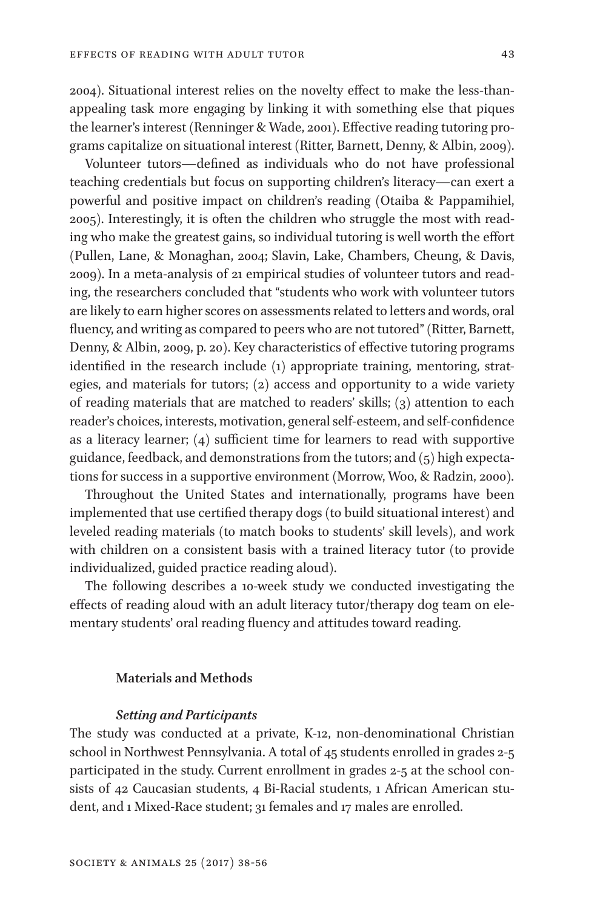2004). Situational interest relies on the novelty effect to make the less-than-appealing task more engaging by linking it with something else that piques the learner's interest (Renninger & Wade, 2001). Effective reading tutoring programs capitalize on situational interest (Ritter, Barnett, Denny, & Albin, 2009).

Volunteer tutors—defined as individuals who do not have professional teaching credentials but focus on supporting children's literacy—can exert a powerful and positive impact on children's reading (Otaiba & Pappamihiel, 2005). Interestingly, it is often the children who struggle the most with reading who make the greatest gains, so individual tutoring is well worth the effort (Pullen, Lane, & Monaghan, 2004; Slavin, Lake, Chambers, Cheung, & Davis, 2009). In a meta-analysis of 21 empirical studies of volunteer tutors and reading, the researchers concluded that "students who work with volunteer tutors are likely to earn higher scores on assessments related to letters and words, oral fluency, and writing as compared to peers who are not tutored" (Ritter, Barnett, Denny, & Albin, 2009, p. 20). Key characteristics of effective tutoring programs identified in the research include (1) appropriate training, mentoring, strategies, and materials for tutors; (2) access and opportunity to a wide variety of reading materials that are matched to readers' skills; (3) attention to each reader's choices, interests, motivation, general self-esteem, and self-confidence as a literacy learner; (4) sufficient time for learners to read with supportive guidance, feedback, and demonstrations from the tutors; and (5) high expectations for success in a supportive environment (Morrow, Woo, & Radzin, 2000).

Throughout the United States and internationally, programs have been implemented that use certified therapy dogs (to build situational interest) and leveled reading materials (to match books to students' skill levels), and work with children on a consistent basis with a trained literacy tutor (to provide individualized, guided practice reading aloud).

The following describes a 10-week study we conducted investigating the effects of reading aloud with an adult literacy tutor/therapy dog team on elementary students' oral reading fluency and attitudes toward reading.

## Materials and Methods

### *Setting and Participants*

The study was conducted at a private, K-12, non-denominational Christian school in Northwest Pennsylvania. A total of 45 students enrolled in grades 2-5 participated in the study. Current enrollment in grades 2-5 at the school consists of 42 Caucasian students, 4 Bi-Racial students, 1 African American student, and 1 Mixed-Race student; 31 females and 17 males are enrolled.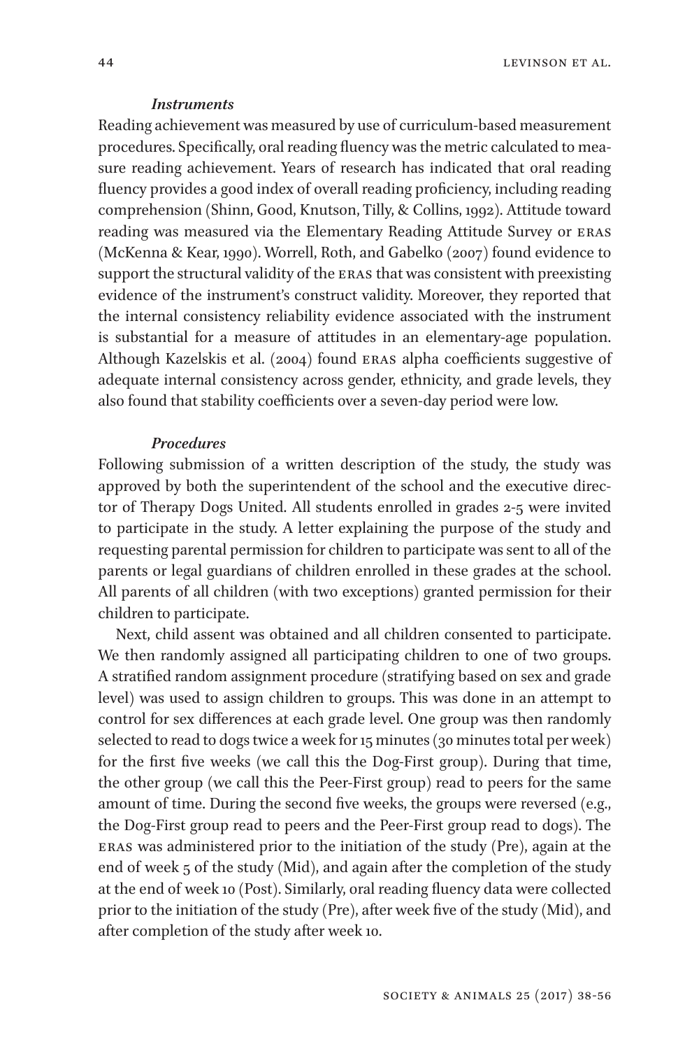### *Instruments*

Reading achievement was measured by use of curriculum-based measurement procedures. Specifically, oral reading fluency was the metric calculated to measure reading achievement. Years of research has indicated that oral reading fluency provides a good index of overall reading proficiency, including reading comprehension (Shinn, Good, Knutson, Tilly, & Collins, 1992). Attitude toward reading was measured via the Elementary Reading Attitude Survey or ERAS (McKenna & Kear, 1990). Worrell, Roth, and Gabelko (2007) found evidence to support the structural validity of the ERAS that was consistent with preexisting evidence of the instrument's construct validity. Moreover, they reported that the internal consistency reliability evidence associated with the instrument is substantial for a measure of attitudes in an elementary-age population. Although Kazelskis et al. (2004) found ERAS alpha coefficients suggestive of adequate internal consistency across gender, ethnicity, and grade levels, they also found that stability coefficients over a seven-day period were low.

### *Procedures*

Following submission of a written description of the study, the study was approved by both the superintendent of the school and the executive director of Therapy Dogs United. All students enrolled in grades 2-5 were invited to participate in the study. A letter explaining the purpose of the study and requesting parental permission for children to participate was sent to all of the parents or legal guardians of children enrolled in these grades at the school. All parents of all children (with two exceptions) granted permission for their children to participate.

Next, child assent was obtained and all children consented to participate. We then randomly assigned all participating children to one of two groups. A stratified random assignment procedure (stratifying based on sex and grade level) was used to assign children to groups. This was done in an attempt to control for sex differences at each grade level. One group was then randomly selected to read to dogs twice a week for 15 minutes (30 minutes total per week) for the first five weeks (we call this the Dog-First group). During that time, the other group (we call this the Peer-First group) read to peers for the same amount of time. During the second five weeks, the groups were reversed (e.g., the Dog-First group read to peers and the Peer-First group read to dogs). The ERAS was administered prior to the initiation of the study (Pre), again at the end of week 5 of the study (Mid), and again after the completion of the study at the end of week 10 (Post). Similarly, oral reading fluency data were collected prior to the initiation of the study (Pre), after week five of the study (Mid), and after completion of the study after week 10.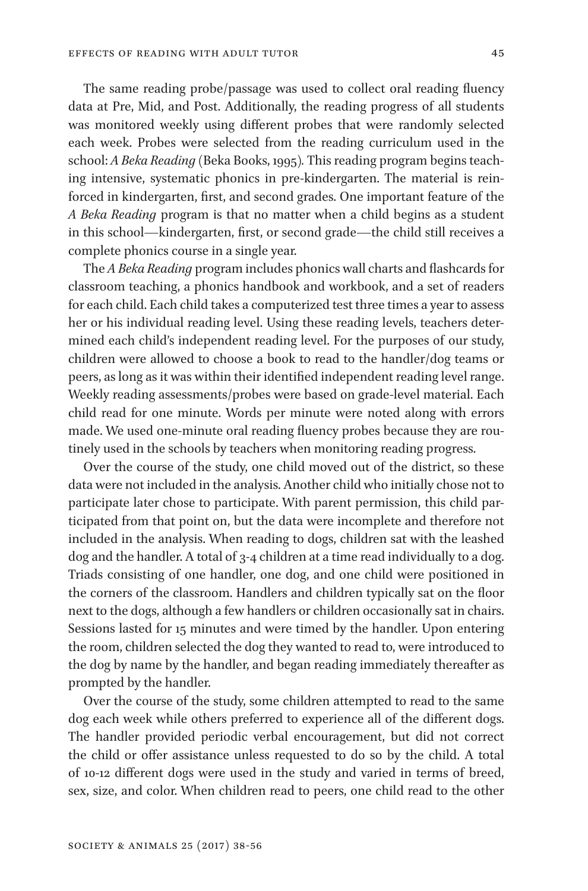The same reading probe/passage was used to collect oral reading fluency data at Pre, Mid, and Post. Additionally, the reading progress of all students was monitored weekly using different probes that were randomly selected each week. Probes were selected from the reading curriculum used in the school: *A Beka Reading* (Beka Books, 1995). This reading program begins teaching intensive, systematic phonics in pre-kindergarten. The material is reinforced in kindergarten, first, and second grades. One important feature of the *A Beka Reading* program is that no matter when a child begins as a student in this school—kindergarten, first, or second grade—the child still receives a complete phonics course in a single year.

The *A Beka Reading* program includes phonics wall charts and flashcards for classroom teaching, a phonics handbook and workbook, and a set of readers for each child. Each child takes a computerized test three times a year to assess her or his individual reading level. Using these reading levels, teachers determined each child's independent reading level. For the purposes of our study, children were allowed to choose a book to read to the handler/dog teams or peers, as long as it was within their identified independent reading level range. Weekly reading assessments/probes were based on grade-level material. Each child read for one minute. Words per minute were noted along with errors made. We used one-minute oral reading fluency probes because they are routinely used in the schools by teachers when monitoring reading progress.

Over the course of the study, one child moved out of the district, so these data were not included in the analysis. Another child who initially chose not to participate later chose to participate. With parent permission, this child participated from that point on, but the data were incomplete and therefore not included in the analysis. When reading to dogs, children sat with the leashed dog and the handler. A total of 3-4 children at a time read individually to a dog. Triads consisting of one handler, one dog, and one child were positioned in the corners of the classroom. Handlers and children typically sat on the floor next to the dogs, although a few handlers or children occasionally sat in chairs. Sessions lasted for 15 minutes and were timed by the handler. Upon entering the room, children selected the dog they wanted to read to, were introduced to the dog by name by the handler, and began reading immediately thereafter as prompted by the handler.

Over the course of the study, some children attempted to read to the same dog each week while others preferred to experience all of the different dogs. The handler provided periodic verbal encouragement, but did not correct the child or offer assistance unless requested to do so by the child. A total of 10-12 different dogs were used in the study and varied in terms of breed, sex, size, and color. When children read to peers, one child read to the other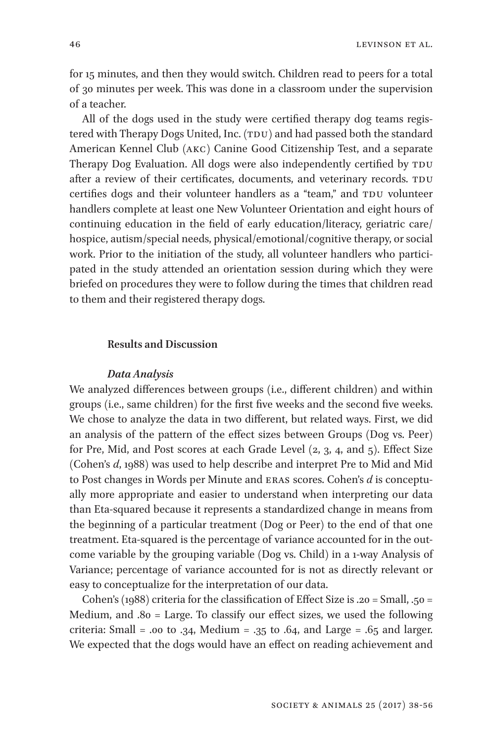for 15 minutes, and then they would switch. Children read to peers for a total of 30 minutes per week. This was done in a classroom under the supervision of a teacher.

All of the dogs used in the study were certified therapy dog teams registered with Therapy Dogs United, Inc. (TDU) and had passed both the standard American Kennel Club (AKC) Canine Good Citizenship Test, and a separate Therapy Dog Evaluation. All dogs were also independently certified by TDU after a review of their certificates, documents, and veterinary records. TDU certifies dogs and their volunteer handlers as a "team," and TDU volunteer handlers complete at least one New Volunteer Orientation and eight hours of continuing education in the field of early education/literacy, geriatric care/hospice, autism/special needs, physical/emotional/cognitive therapy, or social work. Prior to the initiation of the study, all volunteer handlers who participated in the study attended an orientation session during which they were briefed on procedures they were to follow during the times that children read to them and their registered therapy dogs.

## Results and Discussion

### *Data Analysis*

We analyzed differences between groups (i.e., different children) and within groups (i.e., same children) for the first five weeks and the second five weeks. We chose to analyze the data in two different, but related ways. First, we did an analysis of the pattern of the effect sizes between Groups (Dog vs. Peer) for Pre, Mid, and Post scores at each Grade Level (2, 3, 4, and 5). Effect Size (Cohen's *d*, 1988) was used to help describe and interpret Pre to Mid and Mid to Post changes in Words per Minute and ERAS scores. Cohen's *d* is conceptually more appropriate and easier to understand when interpreting our data than Eta-squared because it represents a standardized change in means from the beginning of a particular treatment (Dog or Peer) to the end of that one treatment. Eta-squared is the percentage of variance accounted for in the outcome variable by the grouping variable (Dog vs. Child) in a 1-way Analysis of Variance; percentage of variance accounted for is not as directly relevant or easy to conceptualize for the interpretation of our data.

Cohen's (1988) criteria for the classification of Effect Size is .20 = Small, .50 = Medium, and .80 = Large. To classify our effect sizes, we used the following criteria: Small = .00 to .34, Medium = .35 to .64, and Large = .65 and larger. We expected that the dogs would have an effect on reading achievement and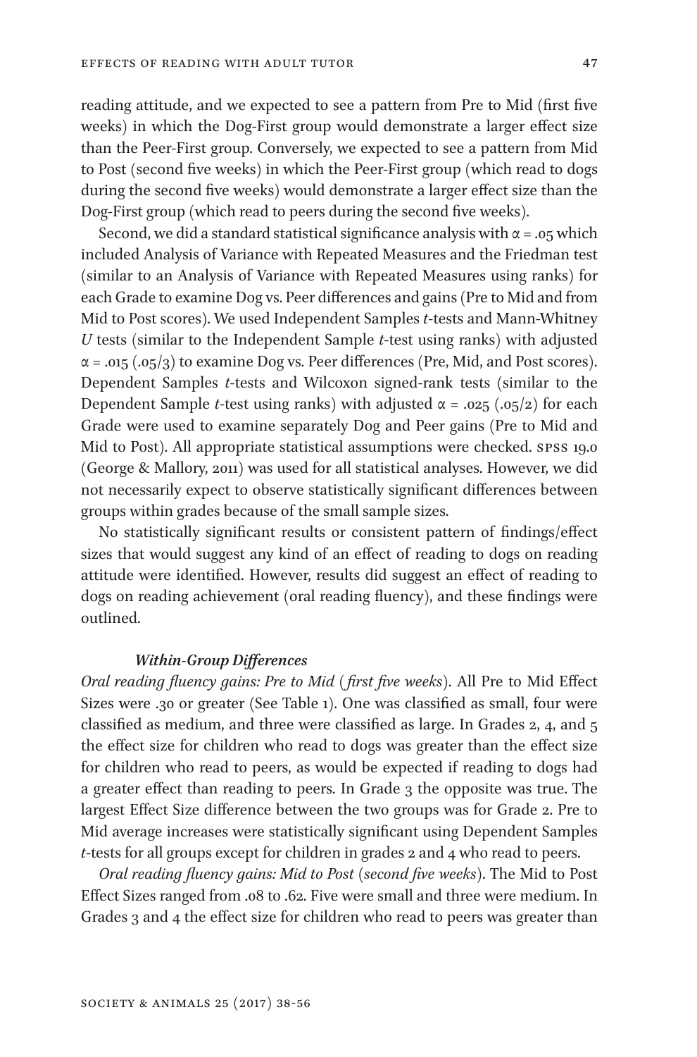reading attitude, and we expected to see a pattern from Pre to Mid (first five weeks) in which the Dog-First group would demonstrate a larger effect size than the Peer-First group. Conversely, we expected to see a pattern from Mid to Post (second five weeks) in which the Peer-First group (which read to dogs during the second five weeks) would demonstrate a larger effect size than the Dog-First group (which read to peers during the second five weeks).

Second, we did a standard statistical significance analysis with $\alpha = .05$ which included Analysis of Variance with Repeated Measures and the Friedman test (similar to an Analysis of Variance with Repeated Measures using ranks) for each Grade to examine Dog vs. Peer differences and gains (Pre to Mid and from Mid to Post scores). We used Independent Samples *t*-tests and Mann-Whitney *U* tests (similar to the Independent Sample *t*-test using ranks) with adjusted $\alpha = .015$ (.05/3) to examine Dog vs. Peer differences (Pre, Mid, and Post scores). Dependent Samples *t*-tests and Wilcoxon signed-rank tests (similar to the Dependent Sample *t*-test using ranks) with adjusted $\alpha = .025$ (.05/2) for each Grade were used to examine separately Dog and Peer gains (Pre to Mid and Mid to Post). All appropriate statistical assumptions were checked. SPSS 19.0 (George & Mallory, 2011) was used for all statistical analyses. However, we did not necessarily expect to observe statistically significant differences between groups within grades because of the small sample sizes.

No statistically significant results or consistent pattern of findings/effect sizes that would suggest any kind of an effect of reading to dogs on reading attitude were identified. However, results did suggest an effect of reading to dogs on reading achievement (oral reading fluency), and these findings were outlined.

### *Within-Group Differences*

*Oral reading fluency gains: Pre to Mid (first five weeks).* All Pre to Mid Effect Sizes were .30 or greater (See Table 1). One was classified as small, four were classified as medium, and three were classified as large. In Grades 2, 4, and 5 the effect size for children who read to dogs was greater than the effect size for children who read to peers, as would be expected if reading to dogs had a greater effect than reading to peers. In Grade 3 the opposite was true. The largest Effect Size difference between the two groups was for Grade 2. Pre to Mid average increases were statistically significant using Dependent Samples *t*-tests for all groups except for children in grades 2 and 4 who read to peers.

*Oral reading fluency gains: Mid to Post (second five weeks).* The Mid to Post Effect Sizes ranged from .08 to .62. Five were small and three were medium. In Grades 3 and 4 the effect size for children who read to peers was greater than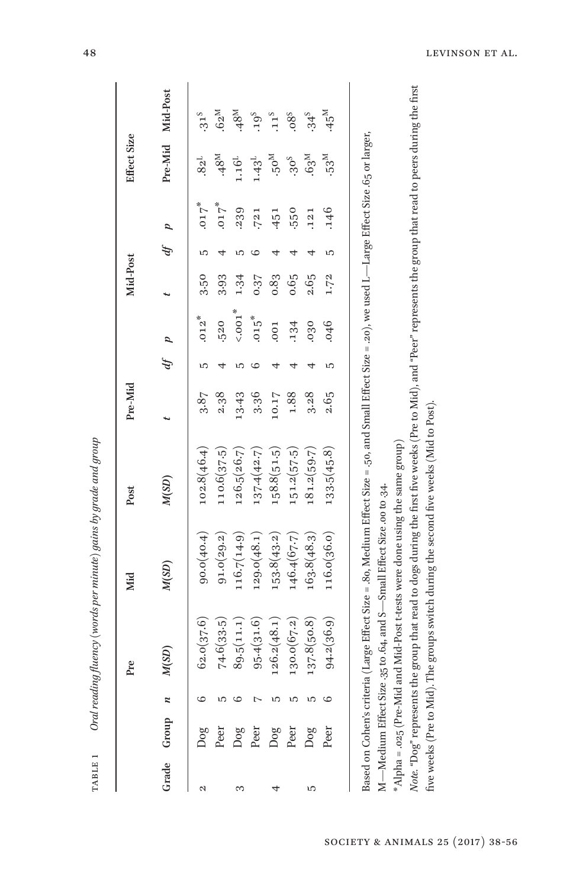TABLE 1 *Oral reading fluency (words per minute) gains by grade and group*

| Grade | Group | *n* | Pre | Mid | Post | Pre-Mid | | | Mid-Post | | | Effect Size | |
|---|---|---|---|---|---|---|---|---|---|---|---|---|---|
| | | | *M(SD)* | *M(SD)* | *M(SD)* | *t* | *df* | *p* | *t* | *df* | *p* | Pre-Mid | Mid-Post |
| 2 | Dog | 6 | 62.0(37.6) | 90.0(40.4) | 102.8(46.4) | 3.87 | 5 | .012* | 3.50 | 5 | .017* | .82[L] | .31[S] |
| | Peer | 5 | 74.6(33.5) | 91.0(29.2) | 110.6(37.5) | 2.38 | 4 | .520 | 3.93 | 4 | .017* | .48[M] | .62[M] |
| 3 | Dog | 6 | 89.5(11.1) | 116.7(14.9) | 126.5(26.7) | 13.43 | 5 | <.001* | 1.34 | 5 | .239 | 1.16[L] | .48[M] |
| | Peer | 7 | 95.4(31.6) | 129.0(48.1) | 137.4(42.7) | 3.36 | 6 | .015* | 0.37 | 6 | .721 | 1.43[L] | .19[S] |
| 4 | Dog | 5 | 126.2(48.1) | 153.8(43.2) | 158.8(51.5) | 10.17 | 4 | .001 | 0.83 | 4 | .451 | .50[M] | .11[S] |
| | Peer | 5 | 130.0(67.2) | 146.4(67.7) | 151.2(57.5) | 1.88 | 4 | .134 | 0.65 | 4 | .550 | .30[S] | .08[S] |
| 5 | Dog | 5 | 137.8(50.8) | 163.8(48.3) | 181.2(59.7) | 3.28 | 4 | .030 | 2.65 | 4 | .121 | .63[M] | .34[S] |
| | Peer | 6 | 94.2(36.9) | 116.0(36.0) | 133.5(45.8) | 2.65 | 5 | .046 | 1.72 | 5 | .146 | .53[M] | .45[M] |

Based on Cohen's criteria (Large Effect Size = .80, Medium Effect Size = .50, and Small Effect Size = .20), we used L—Large Effect Size .65 or larger, M—Medium Effect Size .35 to .64, and S—Small Effect Size .00 to .34.

*Alpha = .025 (Pre-Mid and Mid-Post t-tests were done using the same group)

*Note.* "Dog" represents the group that read to dogs during the first five weeks (Pre to Mid), and "Peer" represents the group that read to peers during the first five weeks (Pre to Mid). The groups switch during the second five weeks (Mid to Post).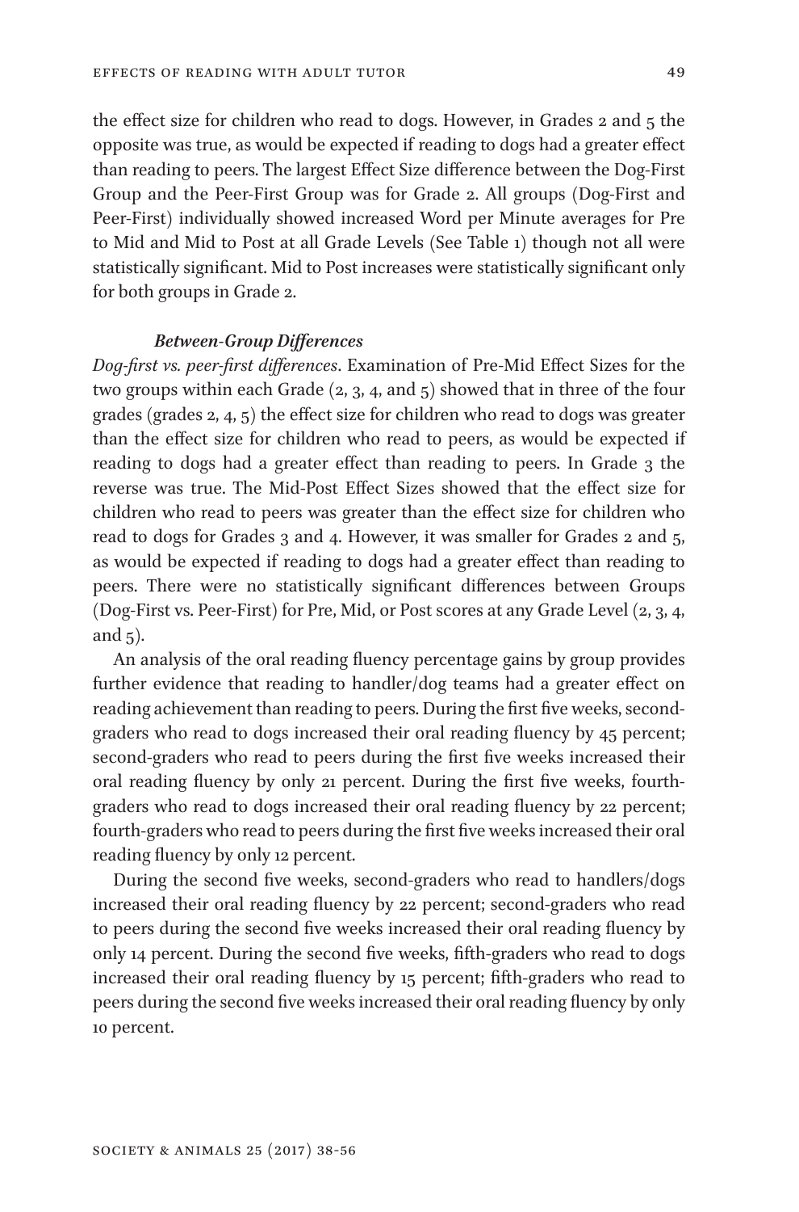the effect size for children who read to dogs. However, in Grades 2 and 5 the opposite was true, as would be expected if reading to dogs had a greater effect than reading to peers. The largest Effect Size difference between the Dog-First Group and the Peer-First Group was for Grade 2. All groups (Dog-First and Peer-First) individually showed increased Word per Minute averages for Pre to Mid and Mid to Post at all Grade Levels (See Table 1) though not all were statistically significant. Mid to Post increases were statistically significant only for both groups in Grade 2.

### *Between-Group Differences*

*Dog-first vs. peer-first differences*. Examination of Pre-Mid Effect Sizes for the two groups within each Grade (2, 3, 4, and 5) showed that in three of the four grades (grades 2, 4, 5) the effect size for children who read to dogs was greater than the effect size for children who read to peers, as would be expected if reading to dogs had a greater effect than reading to peers. In Grade 3 the reverse was true. The Mid-Post Effect Sizes showed that the effect size for children who read to peers was greater than the effect size for children who read to dogs for Grades 3 and 4. However, it was smaller for Grades 2 and 5, as would be expected if reading to dogs had a greater effect than reading to peers. There were no statistically significant differences between Groups (Dog-First vs. Peer-First) for Pre, Mid, or Post scores at any Grade Level (2, 3, 4, and 5).

An analysis of the oral reading fluency percentage gains by group provides further evidence that reading to handler/dog teams had a greater effect on reading achievement than reading to peers. During the first five weeks, second-graders who read to dogs increased their oral reading fluency by 45 percent; second-graders who read to peers during the first five weeks increased their oral reading fluency by only 21 percent. During the first five weeks, fourth-graders who read to dogs increased their oral reading fluency by 22 percent; fourth-graders who read to peers during the first five weeks increased their oral reading fluency by only 12 percent.

During the second five weeks, second-graders who read to handlers/dogs increased their oral reading fluency by 22 percent; second-graders who read to peers during the second five weeks increased their oral reading fluency by only 14 percent. During the second five weeks, fifth-graders who read to dogs increased their oral reading fluency by 15 percent; fifth-graders who read to peers during the second five weeks increased their oral reading fluency by only 10 percent.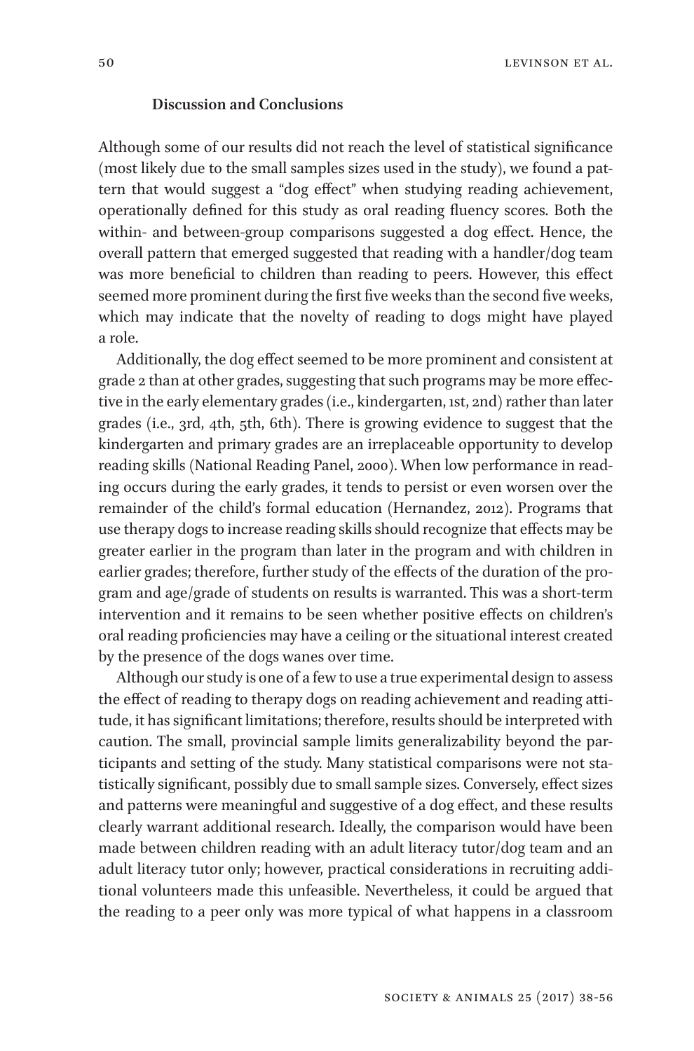## Discussion and Conclusions

Although some of our results did not reach the level of statistical significance (most likely due to the small samples sizes used in the study), we found a pattern that would suggest a "dog effect" when studying reading achievement, operationally defined for this study as oral reading fluency scores. Both the within- and between-group comparisons suggested a dog effect. Hence, the overall pattern that emerged suggested that reading with a handler/dog team was more beneficial to children than reading to peers. However, this effect seemed more prominent during the first five weeks than the second five weeks, which may indicate that the novelty of reading to dogs might have played a role.

Additionally, the dog effect seemed to be more prominent and consistent at grade 2 than at other grades, suggesting that such programs may be more effective in the early elementary grades (i.e., kindergarten, 1st, 2nd) rather than later grades (i.e., 3rd, 4th, 5th, 6th). There is growing evidence to suggest that the kindergarten and primary grades are an irreplaceable opportunity to develop reading skills (National Reading Panel, 2000). When low performance in reading occurs during the early grades, it tends to persist or even worsen over the remainder of the child's formal education (Hernandez, 2012). Programs that use therapy dogs to increase reading skills should recognize that effects may be greater earlier in the program than later in the program and with children in earlier grades; therefore, further study of the effects of the duration of the program and age/grade of students on results is warranted. This was a short-term intervention and it remains to be seen whether positive effects on children's oral reading proficiencies may have a ceiling or the situational interest created by the presence of the dogs wanes over time.

Although our study is one of a few to use a true experimental design to assess the effect of reading to therapy dogs on reading achievement and reading attitude, it has significant limitations; therefore, results should be interpreted with caution. The small, provincial sample limits generalizability beyond the participants and setting of the study. Many statistical comparisons were not statistically significant, possibly due to small sample sizes. Conversely, effect sizes and patterns were meaningful and suggestive of a dog effect, and these results clearly warrant additional research. Ideally, the comparison would have been made between children reading with an adult literacy tutor/dog team and an adult literacy tutor only; however, practical considerations in recruiting additional volunteers made this unfeasible. Nevertheless, it could be argued that the reading to a peer only was more typical of what happens in a classroom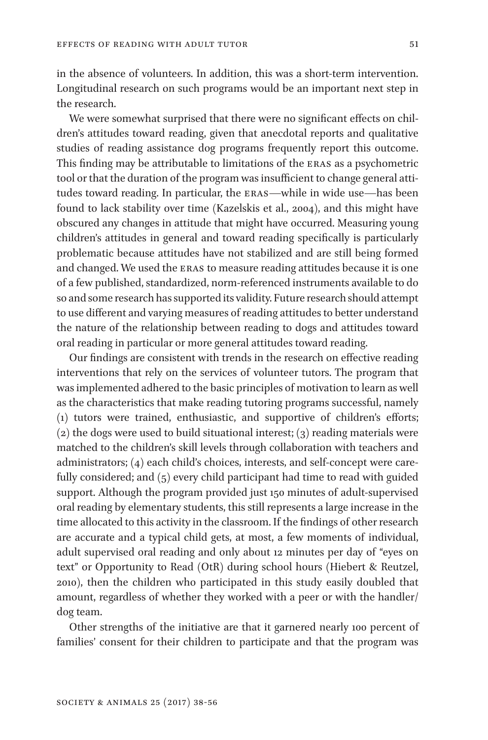in the absence of volunteers. In addition, this was a short-term intervention. Longitudinal research on such programs would be an important next step in the research.

We were somewhat surprised that there were no significant effects on children's attitudes toward reading, given that anecdotal reports and qualitative studies of reading assistance dog programs frequently report this outcome. This finding may be attributable to limitations of the ERAS as a psychometric tool or that the duration of the program was insufficient to change general attitudes toward reading. In particular, the ERAS—while in wide use—has been found to lack stability over time (Kazelskis et al., 2004), and this might have obscured any changes in attitude that might have occurred. Measuring young children's attitudes in general and toward reading specifically is particularly problematic because attitudes have not stabilized and are still being formed and changed. We used the ERAS to measure reading attitudes because it is one of a few published, standardized, norm-referenced instruments available to do so and some research has supported its validity. Future research should attempt to use different and varying measures of reading attitudes to better understand the nature of the relationship between reading to dogs and attitudes toward oral reading in particular or more general attitudes toward reading.

Our findings are consistent with trends in the research on effective reading interventions that rely on the services of volunteer tutors. The program that was implemented adhered to the basic principles of motivation to learn as well as the characteristics that make reading tutoring programs successful, namely (1) tutors were trained, enthusiastic, and supportive of children's efforts; (2) the dogs were used to build situational interest; (3) reading materials were matched to the children's skill levels through collaboration with teachers and administrators; (4) each child's choices, interests, and self-concept were carefully considered; and (5) every child participant had time to read with guided support. Although the program provided just 150 minutes of adult-supervised oral reading by elementary students, this still represents a large increase in the time allocated to this activity in the classroom. If the findings of other research are accurate and a typical child gets, at most, a few moments of individual, adult supervised oral reading and only about 12 minutes per day of "eyes on text" or Opportunity to Read (OtR) during school hours (Hiebert & Reutzel, 2010), then the children who participated in this study easily doubled that amount, regardless of whether they worked with a peer or with the handler/dog team.

Other strengths of the initiative are that it garnered nearly 100 percent of families' consent for their children to participate and that the program was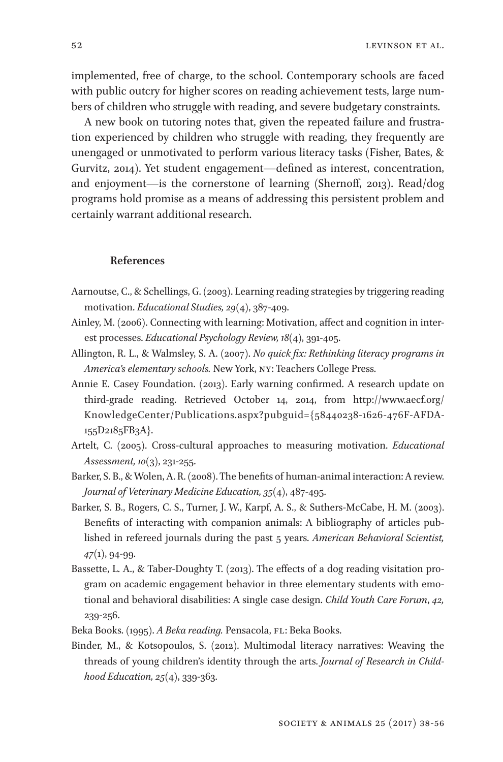implemented, free of charge, to the school. Contemporary schools are faced with public outcry for higher scores on reading achievement tests, large numbers of children who struggle with reading, and severe budgetary constraints.

A new book on tutoring notes that, given the repeated failure and frustration experienced by children who struggle with reading, they frequently are unengaged or unmotivated to perform various literacy tasks (Fisher, Bates, & Gurvitz, 2014). Yet student engagement—defined as interest, concentration, and enjoyment—is the cornerstone of learning (Shernoff, 2013). Read/dog programs hold promise as a means of addressing this persistent problem and certainly warrant additional research.

## References

Aarnoutse, C., & Schellings, G. (2003). Learning reading strategies by triggering reading motivation. *Educational Studies, 29*(4), 387-409.

Ainley, M. (2006). Connecting with learning: Motivation, affect and cognition in interest processes. *Educational Psychology Review, 18*(4), 391-405.

Allington, R. L., & Walmsley, S. A. (2007). *No quick fix: Rethinking literacy programs in America's elementary schools.* New York, NY: Teachers College Press.

Annie E. Casey Foundation. (2013). Early warning confirmed. A research update on third-grade reading. Retrieved October 14, 2014, from http://www.aecf.org/KnowledgeCenter/Publications.aspx?pubguid={58440238-1626-476F-AFDA-155D2185FB3A}.

Artelt, C. (2005). Cross-cultural approaches to measuring motivation. *Educational Assessment, 10*(3), 231-255.

Barker, S. B., & Wolen, A. R. (2008). The benefits of human-animal interaction: A review. *Journal of Veterinary Medicine Education, 35*(4), 487-495.

Barker, S. B., Rogers, C. S., Turner, J. W., Karpf, A. S., & Suthers-McCabe, H. M. (2003). Benefits of interacting with companion animals: A bibliography of articles published in refereed journals during the past 5 years. *American Behavioral Scientist, 47*(1), 94-99.

Bassette, L. A., & Taber-Doughty T. (2013). The effects of a dog reading visitation program on academic engagement behavior in three elementary students with emotional and behavioral disabilities: A single case design. *Child Youth Care Forum*, *42,* 239-256.

Beka Books. (1995). *A Beka reading.* Pensacola, FL: Beka Books.

Binder, M., & Kotsopoulos, S. (2012). Multimodal literacy narratives: Weaving the threads of young children's identity through the arts. *Journal of Research in Childhood Education, 25*(4), 339-363.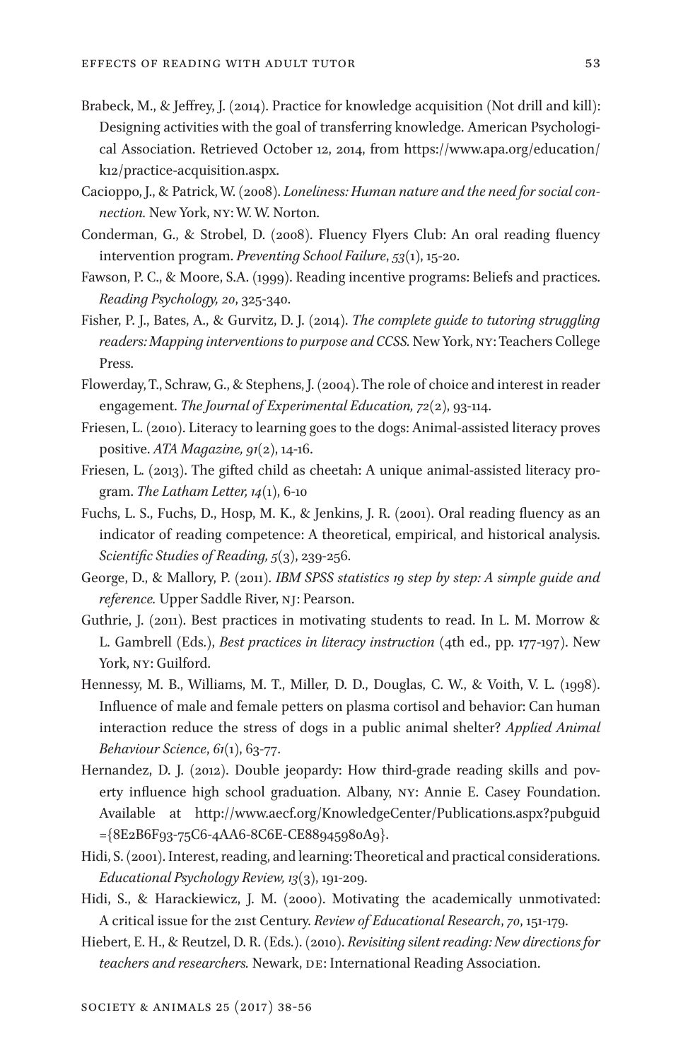Brabeck, M., & Jeffrey, J. (2014). Practice for knowledge acquisition (Not drill and kill): Designing activities with the goal of transferring knowledge. American Psychological Association. Retrieved October 12, 2014, from https://www.apa.org/education/k12/practice-acquisition.aspx.

Cacioppo, J., & Patrick, W. (2008). *Loneliness: Human nature and the need for social connection.* New York, NY: W. W. Norton.

Conderman, G., & Strobel, D. (2008). Fluency Flyers Club: An oral reading fluency intervention program. *Preventing School Failure*, *53*(1), 15-20.

Fawson, P. C., & Moore, S.A. (1999). Reading incentive programs: Beliefs and practices. *Reading Psychology, 20*, 325-340.

Fisher, P. J., Bates, A., & Gurvitz, D. J. (2014). *The complete guide to tutoring struggling readers: Mapping interventions to purpose and CCSS.* New York, NY: Teachers College Press.

Flowerday, T., Schraw, G., & Stephens, J. (2004). The role of choice and interest in reader engagement. *The Journal of Experimental Education, 72*(2), 93-114.

Friesen, L. (2010). Literacy to learning goes to the dogs: Animal-assisted literacy proves positive. *ATA Magazine, 91*(2), 14-16.

Friesen, L. (2013). The gifted child as cheetah: A unique animal-assisted literacy program. *The Latham Letter, 14*(1), 6-10

Fuchs, L. S., Fuchs, D., Hosp, M. K., & Jenkins, J. R. (2001). Oral reading fluency as an indicator of reading competence: A theoretical, empirical, and historical analysis. *Scientific Studies of Reading, 5*(3), 239-256.

George, D., & Mallory, P. (2011). *IBM SPSS statistics 19 step by step: A simple guide and reference.* Upper Saddle River, NJ: Pearson.

Guthrie, J. (2011). Best practices in motivating students to read. In L. M. Morrow & L. Gambrell (Eds.), *Best practices in literacy instruction* (4th ed., pp. 177-197). New York, NY: Guilford.

Hennessy, M. B., Williams, M. T., Miller, D. D., Douglas, C. W., & Voith, V. L. (1998). Influence of male and female petters on plasma cortisol and behavior: Can human interaction reduce the stress of dogs in a public animal shelter? *Applied Animal Behaviour Science*, *61*(1), 63-77.

Hernandez, D. J. (2012). Double jeopardy: How third-grade reading skills and poverty influence high school graduation. Albany, NY: Annie E. Casey Foundation. Available at http://www.aecf.org/KnowledgeCenter/Publications.aspx?pubguid={8E2B6F93-75C6-4AA6-8C6E-CE88945980A9}.

Hidi, S. (2001). Interest, reading, and learning: Theoretical and practical considerations. *Educational Psychology Review, 13*(3), 191-209.

Hidi, S., & Harackiewicz, J. M. (2000). Motivating the academically unmotivated: A critical issue for the 21st Century. *Review of Educational Research*, *70*, 151-179.

Hiebert, E. H., & Reutzel, D. R. (Eds.). (2010). *Revisiting silent reading: New directions for teachers and researchers.* Newark, DE: International Reading Association.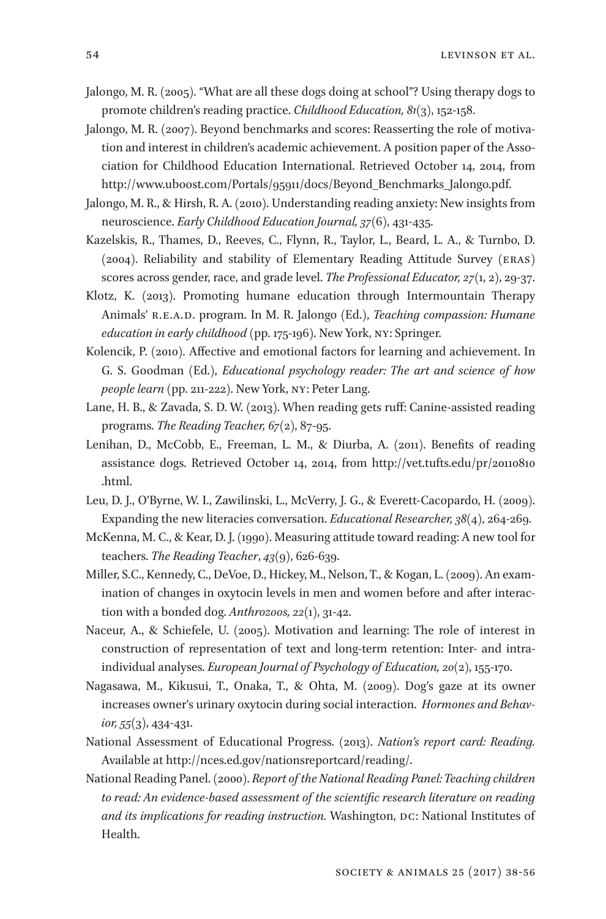Jalongo, M. R. (2005). "What are all these dogs doing at school"? Using therapy dogs to promote children's reading practice. *Childhood Education, 81*(3), 152-158.

Jalongo, M. R. (2007). Beyond benchmarks and scores: Reasserting the role of motivation and interest in children's academic achievement. A position paper of the Association for Childhood Education International. Retrieved October 14, 2014, from http://www.uboost.com/Portals/95911/docs/Beyond_Benchmarks_Jalongo.pdf.

Jalongo, M. R., & Hirsh, R. A. (2010). Understanding reading anxiety: New insights from neuroscience. *Early Childhood Education Journal, 37*(6), 431-435.

Kazelskis, R., Thames, D., Reeves, C., Flynn, R., Taylor, L., Beard, L. A., & Turnbo, D. (2004). Reliability and stability of Elementary Reading Attitude Survey (ERAS) scores across gender, race, and grade level. *The Professional Educator, 27*(1, 2), 29-37.

Klotz, K. (2013). Promoting humane education through Intermountain Therapy Animals' R.E.A.D. program. In M. R. Jalongo (Ed.), *Teaching compassion: Humane education in early childhood* (pp. 175-196). New York, NY: Springer.

Kolencik, P. (2010). Affective and emotional factors for learning and achievement. In G. S. Goodman (Ed.), *Educational psychology reader: The art and science of how people learn* (pp. 211-222). New York, NY: Peter Lang.

Lane, H. B., & Zavada, S. D. W. (2013). When reading gets ruff: Canine-assisted reading programs. *The Reading Teacher, 67*(2), 87-95.

Lenihan, D., McCobb, E., Freeman, L. M., & Diurba, A. (2011). Benefits of reading assistance dogs. Retrieved October 14, 2014, from http://vet.tufts.edu/pr/20110810.html.

Leu, D. J., O'Byrne, W. I., Zawilinski, L., McVerry, J. G., & Everett-Cacopardo, H. (2009). Expanding the new literacies conversation. *Educational Researcher, 38*(4), 264-269.

McKenna, M. C., & Kear, D. J. (1990). Measuring attitude toward reading: A new tool for teachers. *The Reading Teacher*, *43*(9), 626-639.

Miller, S.C., Kennedy, C., DeVoe, D., Hickey, M., Nelson, T., & Kogan, L. (2009). An examination of changes in oxytocin levels in men and women before and after interaction with a bonded dog. *Anthrozoos, 22*(1), 31-42.

Naceur, A., & Schiefele, U. (2005). Motivation and learning: The role of interest in construction of representation of text and long-term retention: Inter- and intraindividual analyses. *European Journal of Psychology of Education, 20*(2), 155-170.

Nagasawa, M., Kikusui, T., Onaka, T., & Ohta, M. (2009). Dog's gaze at its owner increases owner's urinary oxytocin during social interaction. *Hormones and Behavior, 55*(3), 434-431.

National Assessment of Educational Progress. (2013). *Nation's report card: Reading.* Available at http://nces.ed.gov/nationsreportcard/reading/.

National Reading Panel. (2000). *Report of the National Reading Panel: Teaching children to read: An evidence-based assessment of the scientific research literature on reading and its implications for reading instruction.* Washington, DC: National Institutes of Health.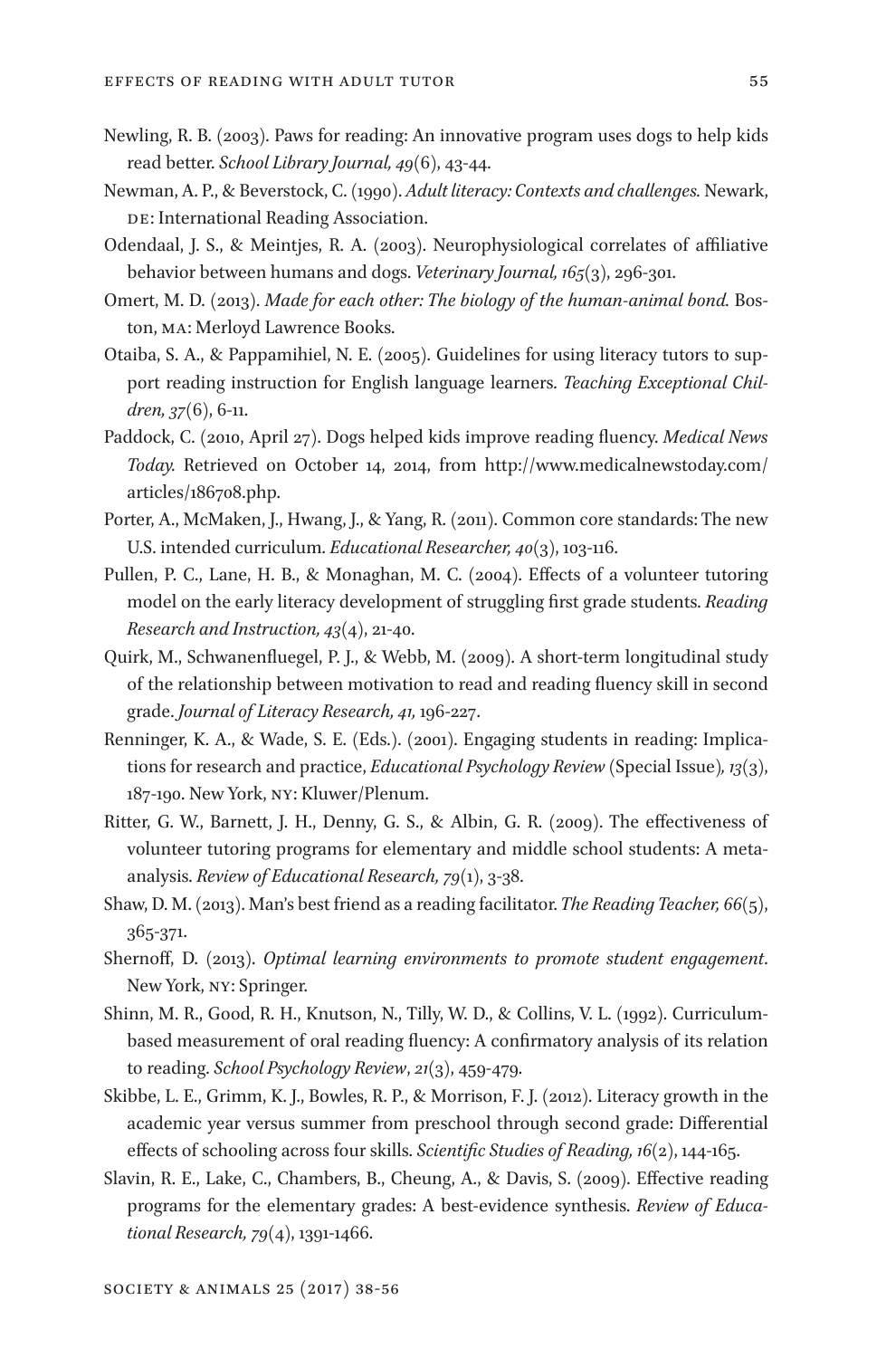Newling, R. B. (2003). Paws for reading: An innovative program uses dogs to help kids read better. *School Library Journal, 49*(6), 43-44.

Newman, A. P., & Beverstock, C. (1990). *Adult literacy: Contexts and challenges.* Newark, DE: International Reading Association.

Odendaal, J. S., & Meintjes, R. A. (2003). Neurophysiological correlates of affiliative behavior between humans and dogs. *Veterinary Journal, 165*(3), 296-301.

Omert, M. D. (2013). *Made for each other: The biology of the human-animal bond.* Boston, MA: Merloyd Lawrence Books.

Otaiba, S. A., & Pappamihiel, N. E. (2005). Guidelines for using literacy tutors to support reading instruction for English language learners. *Teaching Exceptional Children, 37*(6), 6-11.

Paddock, C. (2010, April 27). Dogs helped kids improve reading fluency. *Medical News Today.* Retrieved on October 14, 2014, from http://www.medicalnewstoday.com/articles/186708.php.

Porter, A., McMaken, J., Hwang, J., & Yang, R. (2011). Common core standards: The new U.S. intended curriculum. *Educational Researcher, 40*(3), 103-116.

Pullen, P. C., Lane, H. B., & Monaghan, M. C. (2004). Effects of a volunteer tutoring model on the early literacy development of struggling first grade students. *Reading Research and Instruction, 43*(4), 21-40.

Quirk, M., Schwanenfluegel, P. J., & Webb, M. (2009). A short-term longitudinal study of the relationship between motivation to read and reading fluency skill in second grade. *Journal of Literacy Research, 41,* 196-227.

Renninger, K. A., & Wade, S. E. (Eds.). (2001). Engaging students in reading: Implications for research and practice, *Educational Psychology Review* (Special Issue)*, 13*(3), 187-190. New York, NY: Kluwer/Plenum.

Ritter, G. W., Barnett, J. H., Denny, G. S., & Albin, G. R. (2009). The effectiveness of volunteer tutoring programs for elementary and middle school students: A meta-analysis. *Review of Educational Research, 79*(1), 3-38.

Shaw, D. M. (2013). Man's best friend as a reading facilitator. *The Reading Teacher, 66*(5), 365-371.

Shernoff, D. (2013). *Optimal learning environments to promote student engagement.* New York, NY: Springer.

Shinn, M. R., Good, R. H., Knutson, N., Tilly, W. D., & Collins, V. L. (1992). Curriculum-based measurement of oral reading fluency: A confirmatory analysis of its relation to reading. *School Psychology Review*, *21*(3), 459-479.

Skibbe, L. E., Grimm, K. J., Bowles, R. P., & Morrison, F. J. (2012). Literacy growth in the academic year versus summer from preschool through second grade: Differential effects of schooling across four skills. *Scientific Studies of Reading, 16*(2), 144-165.

Slavin, R. E., Lake, C., Chambers, B., Cheung, A., & Davis, S. (2009). Effective reading programs for the elementary grades: A best-evidence synthesis. *Review of Educational Research, 79*(4), 1391-1466.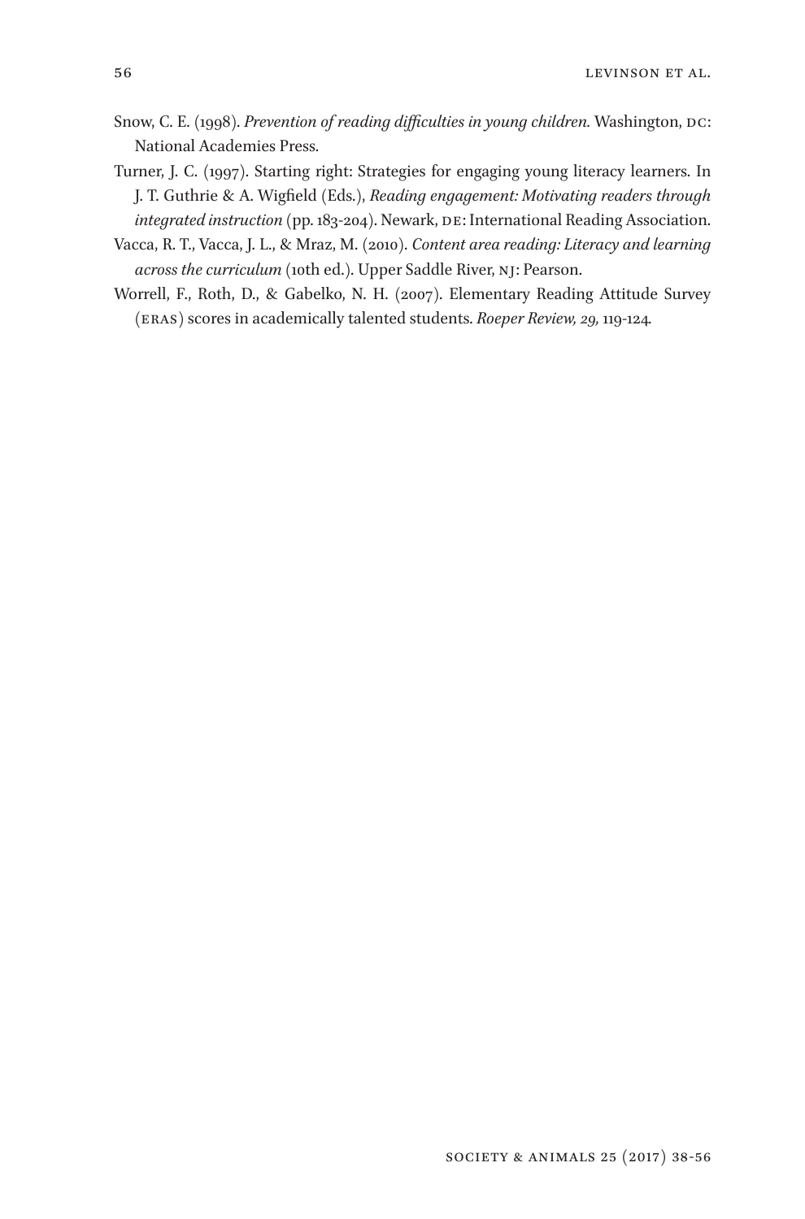Snow, C. E. (1998). *Prevention of reading difficulties in young children.* Washington, DC: National Academies Press.

Turner, J. C. (1997). Starting right: Strategies for engaging young literacy learners. In J. T. Guthrie & A. Wigfield (Eds.), *Reading engagement: Motivating readers through integrated instruction* (pp. 183-204). Newark, DE: International Reading Association.

Vacca, R. T., Vacca, J. L., & Mraz, M. (2010). *Content area reading: Literacy and learning across the curriculum* (10th ed.). Upper Saddle River, NJ: Pearson.

Worrell, F., Roth, D., & Gabelko, N. H. (2007). Elementary Reading Attitude Survey (ERAS) scores in academically talented students. *Roeper Review, 29,* 119-124.